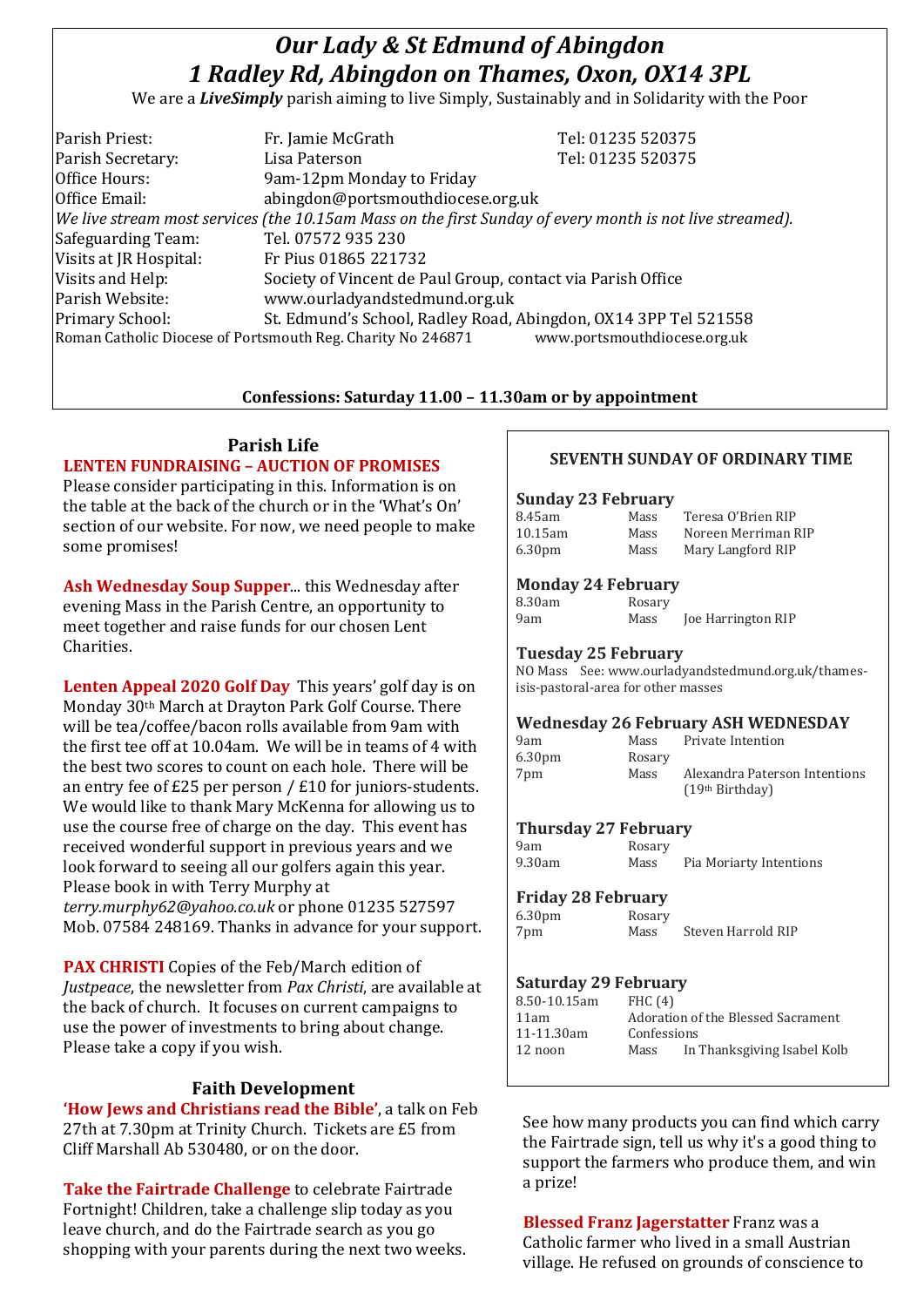# *Our Lady & St Edmund of Abingdon*
# *1 Radley Rd, Abingdon on Thames, Oxon, OX14 3PL*

We are a ***LiveSimply*** parish aiming to live Simply, Sustainably and in Solidarity with the Poor

| | | |
|---|---|---|
| Parish Priest: | Fr. Jamie McGrath | Tel: 01235 520375 |
| Parish Secretary: | Lisa Paterson | Tel: 01235 520375 |
| Office Hours: | 9am-12pm Monday to Friday | |
| Office Email: | abingdon@portsmouthdiocese.org.uk | |

*We live stream most services (the 10.15am Mass on the first Sunday of every month is not live streamed).*

| | |
|---|---|
| Safeguarding Team: | Tel. 07572 935 230 |
| Visits at JR Hospital: | Fr Pius 01865 221732 |
| Visits and Help: | Society of Vincent de Paul Group, contact via Parish Office |
| Parish Website: | www.ourladyandstedmund.org.uk |
| Primary School: | St. Edmund's School, Radley Road, Abingdon, OX14 3PP Tel 521558 |

Roman Catholic Diocese of Portsmouth Reg. Charity No 246871 www.portsmouthdiocese.org.uk

**Confessions: Saturday 11.00 – 11.30am or by appointment**

## Parish Life

**LENTEN FUNDRAISING – AUCTION OF PROMISES**

Please consider participating in this. Information is on the table at the back of the church or in the 'What's On' section of our website. For now, we need people to make some promises!

**Ash Wednesday Soup Supper**... this Wednesday after evening Mass in the Parish Centre, an opportunity to meet together and raise funds for our chosen Lent Charities.

**Lenten Appeal 2020 Golf Day** This years' golf day is on Monday 30th March at Drayton Park Golf Course. There will be tea/coffee/bacon rolls available from 9am with the first tee off at 10.04am. We will be in teams of 4 with the best two scores to count on each hole. There will be an entry fee of £25 per person / £10 for juniors-students. We would like to thank Mary McKenna for allowing us to use the course free of charge on the day. This event has received wonderful support in previous years and we look forward to seeing all our golfers again this year. Please book in with Terry Murphy at *terry.murphy62@yahoo.co.uk* or phone 01235 527597 Mob. 07584 248169. Thanks in advance for your support.

**PAX CHRISTI** Copies of the Feb/March edition of *Justpeace*, the newsletter from *Pax Christi*, are available at the back of church. It focuses on current campaigns to use the power of investments to bring about change. Please take a copy if you wish.

## Faith Development

**'How Jews and Christians read the Bible'**, a talk on Feb 27th at 7.30pm at Trinity Church. Tickets are £5 from Cliff Marshall Ab 530480, or on the door.

**Take the Fairtrade Challenge** to celebrate Fairtrade Fortnight! Children, take a challenge slip today as you leave church, and do the Fairtrade search as you go shopping with your parents during the next two weeks. See how many products you can find which carry the Fairtrade sign, tell us why it's a good thing to support the farmers who produce them, and win a prize!

**Blessed Franz Jagerstatter** Franz was a Catholic farmer who lived in a small Austrian village. He refused on grounds of conscience to

## SEVENTH SUNDAY OF ORDINARY TIME

**Sunday 23 February**

| | | |
|---|---|---|
| 8.45am | Mass | Teresa O'Brien RIP |
| 10.15am | Mass | Noreen Merriman RIP |
| 6.30pm | Mass | Mary Langford RIP |

**Monday 24 February**

| | | |
|---|---|---|
| 8.30am | Rosary | |
| 9am | Mass | Joe Harrington RIP |

**Tuesday 25 February**

NO Mass See: www.ourladyandstedmund.org.uk/thames-isis-pastoral-area for other masses

**Wednesday 26 February ASH WEDNESDAY**

| | | |
|---|---|---|
| 9am | Mass | Private Intention |
| 6.30pm | Rosary | |
| 7pm | Mass | Alexandra Paterson Intentions (19th Birthday) |

**Thursday 27 February**

| | | |
|---|---|---|
| 9am | Rosary | |
| 9.30am | Mass | Pia Moriarty Intentions |

**Friday 28 February**

| | | |
|---|---|---|
| 6.30pm | Rosary | |
| 7pm | Mass | Steven Harrold RIP |

**Saturday 29 February**

| | | |
|---|---|---|
| 8.50-10.15am | FHC (4) | |
| 11am | Adoration of the Blessed Sacrament | |
| 11-11.30am | Confessions | |
| 12 noon | Mass | In Thanksgiving Isabel Kolb |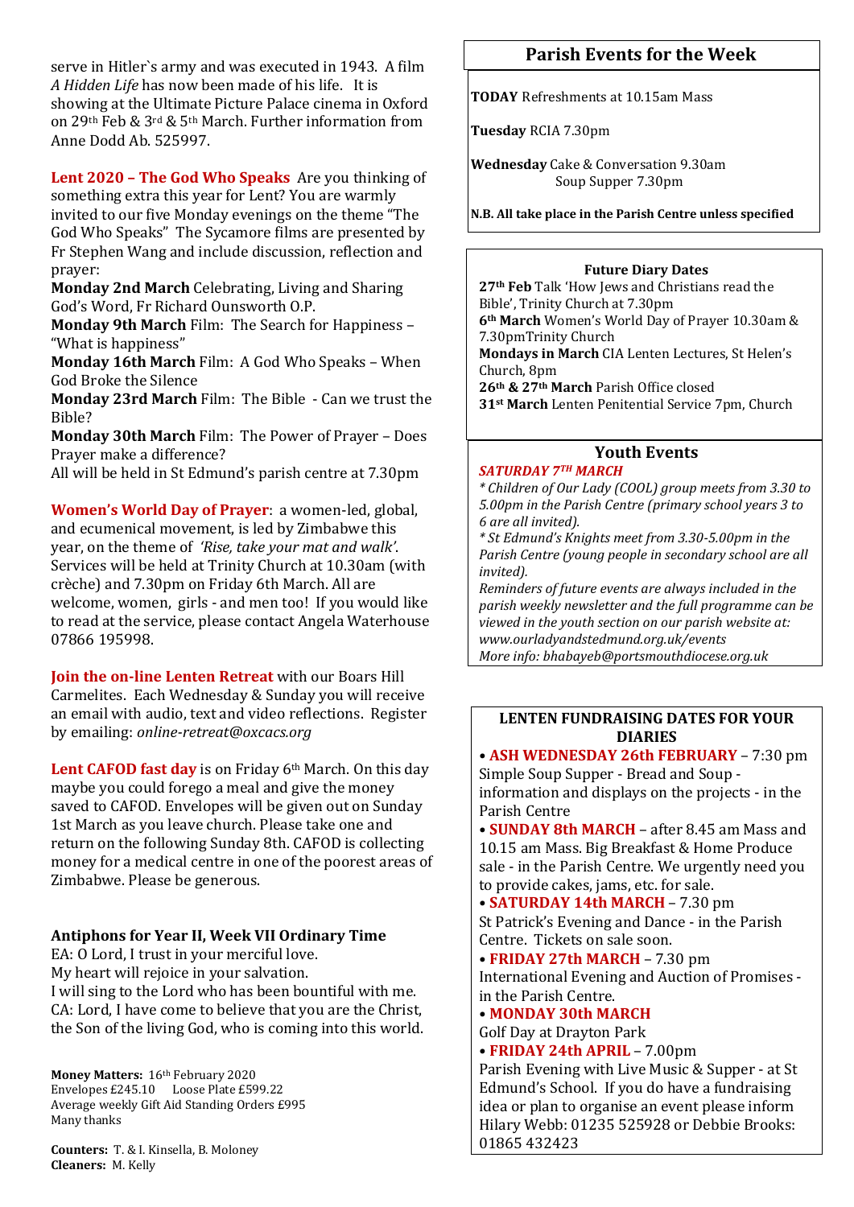serve in Hitler`s army and was executed in 1943. A film *A Hidden Life* has now been made of his life. It is showing at the Ultimate Picture Palace cinema in Oxford on 29th Feb & 3rd & 5th March. Further information from Anne Dodd Ab. 525997.

**Lent 2020 – The God Who Speaks** Are you thinking of something extra this year for Lent? You are warmly invited to our five Monday evenings on the theme "The God Who Speaks" The Sycamore films are presented by Fr Stephen Wang and include discussion, reflection and prayer:

**Monday 2nd March** Celebrating, Living and Sharing God's Word, Fr Richard Ounsworth O.P.
**Monday 9th March** Film: The Search for Happiness – "What is happiness"
**Monday 16th March** Film: A God Who Speaks – When God Broke the Silence
**Monday 23rd March** Film: The Bible - Can we trust the Bible?
**Monday 30th March** Film: The Power of Prayer – Does Prayer make a difference?
All will be held in St Edmund's parish centre at 7.30pm

**Women's World Day of Prayer**: a women-led, global, and ecumenical movement, is led by Zimbabwe this year, on the theme of *'Rise, take your mat and walk'*. Services will be held at Trinity Church at 10.30am (with crèche) and 7.30pm on Friday 6th March. All are welcome, women, girls - and men too! If you would like to read at the service, please contact Angela Waterhouse 07866 195998.

**Join the on-line Lenten Retreat** with our Boars Hill Carmelites. Each Wednesday & Sunday you will receive an email with audio, text and video reflections. Register by emailing: *online-retreat@oxcacs.org*

**Lent CAFOD fast day** is on Friday 6th March. On this day maybe you could forego a meal and give the money saved to CAFOD. Envelopes will be given out on Sunday 1st March as you leave church. Please take one and return on the following Sunday 8th. CAFOD is collecting money for a medical centre in one of the poorest areas of Zimbabwe. Please be generous.

**Antiphons for Year II, Week VII Ordinary Time**
EA: O Lord, I trust in your merciful love.
My heart will rejoice in your salvation.
I will sing to the Lord who has been bountiful with me.
CA: Lord, I have come to believe that you are the Christ, the Son of the living God, who is coming into this world.

**Money Matters:** 16th February 2020
Envelopes £245.10 Loose Plate £599.22
Average weekly Gift Aid Standing Orders £995
Many thanks

**Counters:** T. & I. Kinsella, B. Moloney
**Cleaners:** M. Kelly

## Parish Events for the Week

**TODAY** Refreshments at 10.15am Mass

**Tuesday** RCIA 7.30pm

**Wednesday** Cake & Conversation 9.30am
Soup Supper 7.30pm

**N.B. All take place in the Parish Centre unless specified**

**Future Diary Dates**

**27th Feb** Talk 'How Jews and Christians read the Bible', Trinity Church at 7.30pm
**6th March** Women's World Day of Prayer 10.30am & 7.30pmTrinity Church
**Mondays in March** CIA Lenten Lectures, St Helen's Church, 8pm
**26th & 27th March** Parish Office closed
**31st March** Lenten Penitential Service 7pm, Church

## Youth Events

***SATURDAY 7TH MARCH***
*\* Children of Our Lady (COOL) group meets from 3.30 to 5.00pm in the Parish Centre (primary school years 3 to 6 are all invited).*
*\* St Edmund's Knights meet from 3.30-5.00pm in the Parish Centre (young people in secondary school are all invited).*
*Reminders of future events are always included in the parish weekly newsletter and the full programme can be viewed in the youth section on our parish website at: www.ourladyandstedmund.org.uk/events*
*More info: bhabayeb@portsmouthdiocese.org.uk*

**LENTEN FUNDRAISING DATES FOR YOUR DIARIES**

- **ASH WEDNESDAY 26th FEBRUARY** – 7:30 pm Simple Soup Supper - Bread and Soup - information and displays on the projects - in the Parish Centre
- **SUNDAY 8th MARCH** – after 8.45 am Mass and 10.15 am Mass. Big Breakfast & Home Produce sale - in the Parish Centre. We urgently need you to provide cakes, jams, etc. for sale.
- **SATURDAY 14th MARCH** – 7.30 pm St Patrick's Evening and Dance - in the Parish Centre. Tickets on sale soon.
- **FRIDAY 27th MARCH** – 7.30 pm International Evening and Auction of Promises - in the Parish Centre.
- **MONDAY 30th MARCH** Golf Day at Drayton Park
- **FRIDAY 24th APRIL** – 7.00pm Parish Evening with Live Music & Supper - at St Edmund's School. If you do have a fundraising idea or plan to organise an event please inform Hilary Webb: 01235 525928 or Debbie Brooks: 01865 432423